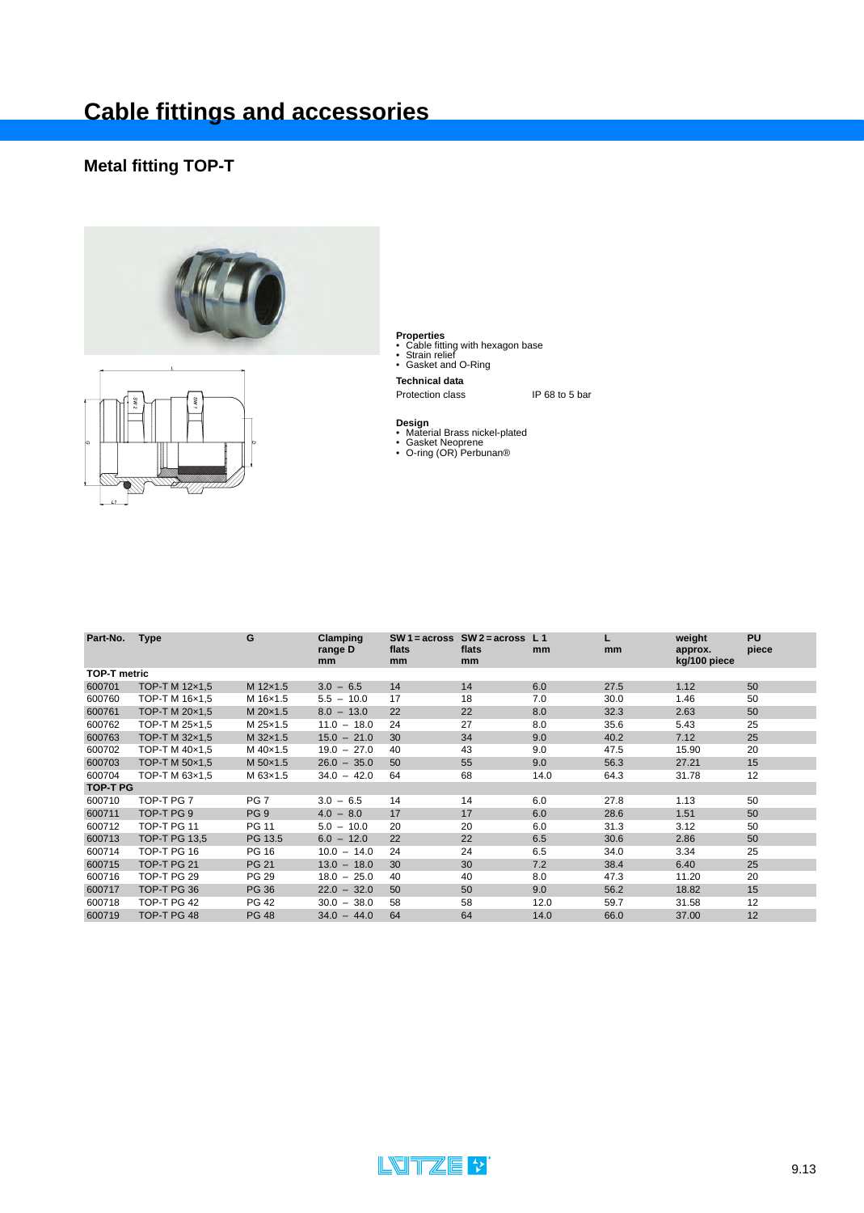# Cable fittings and accessories

## Metal fitting TOP-T

**Properties**
- Cable fitting with hexagon base
- Strain relief
- Gasket and O-Ring

**Technical data**

Protection class IP 68 to 5 bar

**Design**
- Material Brass nickel-plated
- Gasket Neoprene
- O-ring (OR) Perbunan®

| Part-No. | Type | G | Clamping range D mm | SW 1 = across flats mm | SW 2 = across flats mm | L 1 mm | L mm | weight approx. kg/100 piece | PU piece |
|---|---|---|---|---|---|---|---|---|---|
| **TOP-T metric** | | | | | | | | | |
| 600701 | TOP-T M 12×1,5 | M 12×1.5 | 3.0 – 6.5 | 14 | 14 | 6.0 | 27.5 | 1.12 | 50 |
| 600760 | TOP-T M 16×1,5 | M 16×1.5 | 5.5 – 10.0 | 17 | 18 | 7.0 | 30.0 | 1.46 | 50 |
| 600761 | TOP-T M 20×1,5 | M 20×1.5 | 8.0 – 13.0 | 22 | 22 | 8.0 | 32.3 | 2.63 | 50 |
| 600762 | TOP-T M 25×1,5 | M 25×1.5 | 11.0 – 18.0 | 24 | 27 | 8.0 | 35.6 | 5.43 | 25 |
| 600763 | TOP-T M 32×1,5 | M 32×1.5 | 15.0 – 21.0 | 30 | 34 | 9.0 | 40.2 | 7.12 | 25 |
| 600702 | TOP-T M 40×1,5 | M 40×1.5 | 19.0 – 27.0 | 40 | 43 | 9.0 | 47.5 | 15.90 | 20 |
| 600703 | TOP-T M 50×1,5 | M 50×1.5 | 26.0 – 35.0 | 50 | 55 | 9.0 | 56.3 | 27.21 | 15 |
| 600704 | TOP-T M 63×1,5 | M 63×1.5 | 34.0 – 42.0 | 64 | 68 | 14.0 | 64.3 | 31.78 | 12 |
| **TOP-T PG** | | | | | | | | | |
| 600710 | TOP-T PG 7 | PG 7 | 3.0 – 6.5 | 14 | 14 | 6.0 | 27.8 | 1.13 | 50 |
| 600711 | TOP-T PG 9 | PG 9 | 4.0 – 8.0 | 17 | 17 | 6.0 | 28.6 | 1.51 | 50 |
| 600712 | TOP-T PG 11 | PG 11 | 5.0 – 10.0 | 20 | 20 | 6.0 | 31.3 | 3.12 | 50 |
| 600713 | TOP-T PG 13,5 | PG 13.5 | 6.0 – 12.0 | 22 | 22 | 6.5 | 30.6 | 2.86 | 50 |
| 600714 | TOP-T PG 16 | PG 16 | 10.0 – 14.0 | 24 | 24 | 6.5 | 34.0 | 3.34 | 25 |
| 600715 | TOP-T PG 21 | PG 21 | 13.0 – 18.0 | 30 | 30 | 7.2 | 38.4 | 6.40 | 25 |
| 600716 | TOP-T PG 29 | PG 29 | 18.0 – 25.0 | 40 | 40 | 8.0 | 47.3 | 11.20 | 20 |
| 600717 | TOP-T PG 36 | PG 36 | 22.0 – 32.0 | 50 | 50 | 9.0 | 56.2 | 18.82 | 15 |
| 600718 | TOP-T PG 42 | PG 42 | 30.0 – 38.0 | 58 | 58 | 12.0 | 59.7 | 31.58 | 12 |
| 600719 | TOP-T PG 48 | PG 48 | 34.0 – 44.0 | 64 | 64 | 14.0 | 66.0 | 37.00 | 12 |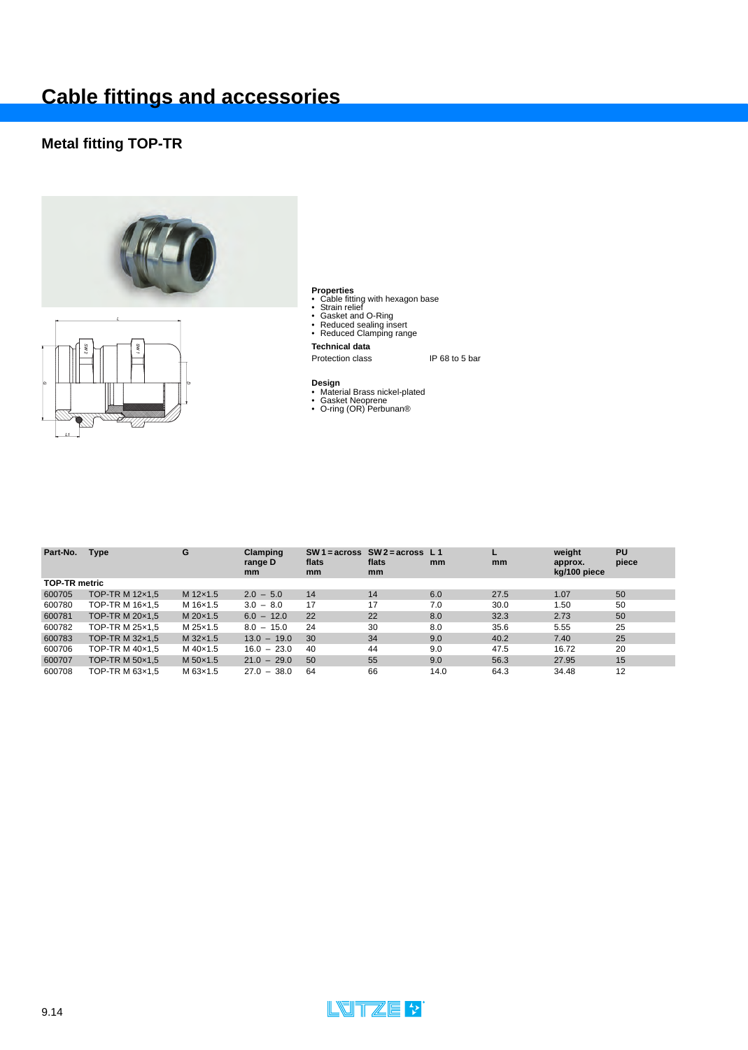# Cable fittings and accessories

## Metal fitting TOP-TR

**Properties**
- Cable fitting with hexagon base
- Strain relief
- Gasket and O-Ring
- Reduced sealing insert
- Reduced Clamping range

**Technical data**

| | |
|---|---|
| Protection class | IP 68 to 5 bar |

**Design**
- Material Brass nickel-plated
- Gasket Neoprene
- O-ring (OR) Perbunan®

| Part-No. | Type | G | Clamping range D mm | SW 1 = across flats mm | SW 2 = across flats mm | L 1 mm | L mm | weight approx. kg/100 piece | PU piece |
|---|---|---|---|---|---|---|---|---|---|
| **TOP-TR metric** | | | | | | | | | |
| 600705 | TOP-TR M 12×1,5 | M 12×1.5 | 2.0 – 5.0 | 14 | 14 | 6.0 | 27.5 | 1.07 | 50 |
| 600780 | TOP-TR M 16×1,5 | M 16×1.5 | 3.0 – 8.0 | 17 | 17 | 7.0 | 30.0 | 1.50 | 50 |
| 600781 | TOP-TR M 20×1,5 | M 20×1.5 | 6.0 – 12.0 | 22 | 22 | 8.0 | 32.3 | 2.73 | 50 |
| 600782 | TOP-TR M 25×1,5 | M 25×1.5 | 8.0 – 15.0 | 24 | 30 | 8.0 | 35.6 | 5.55 | 25 |
| 600783 | TOP-TR M 32×1,5 | M 32×1.5 | 13.0 – 19.0 | 30 | 34 | 9.0 | 40.2 | 7.40 | 25 |
| 600706 | TOP-TR M 40×1,5 | M 40×1.5 | 16.0 – 23.0 | 40 | 44 | 9.0 | 47.5 | 16.72 | 20 |
| 600707 | TOP-TR M 50×1,5 | M 50×1.5 | 21.0 – 29.0 | 50 | 55 | 9.0 | 56.3 | 27.95 | 15 |
| 600708 | TOP-TR M 63×1,5 | M 63×1.5 | 27.0 – 38.0 | 64 | 66 | 14.0 | 64.3 | 34.48 | 12 |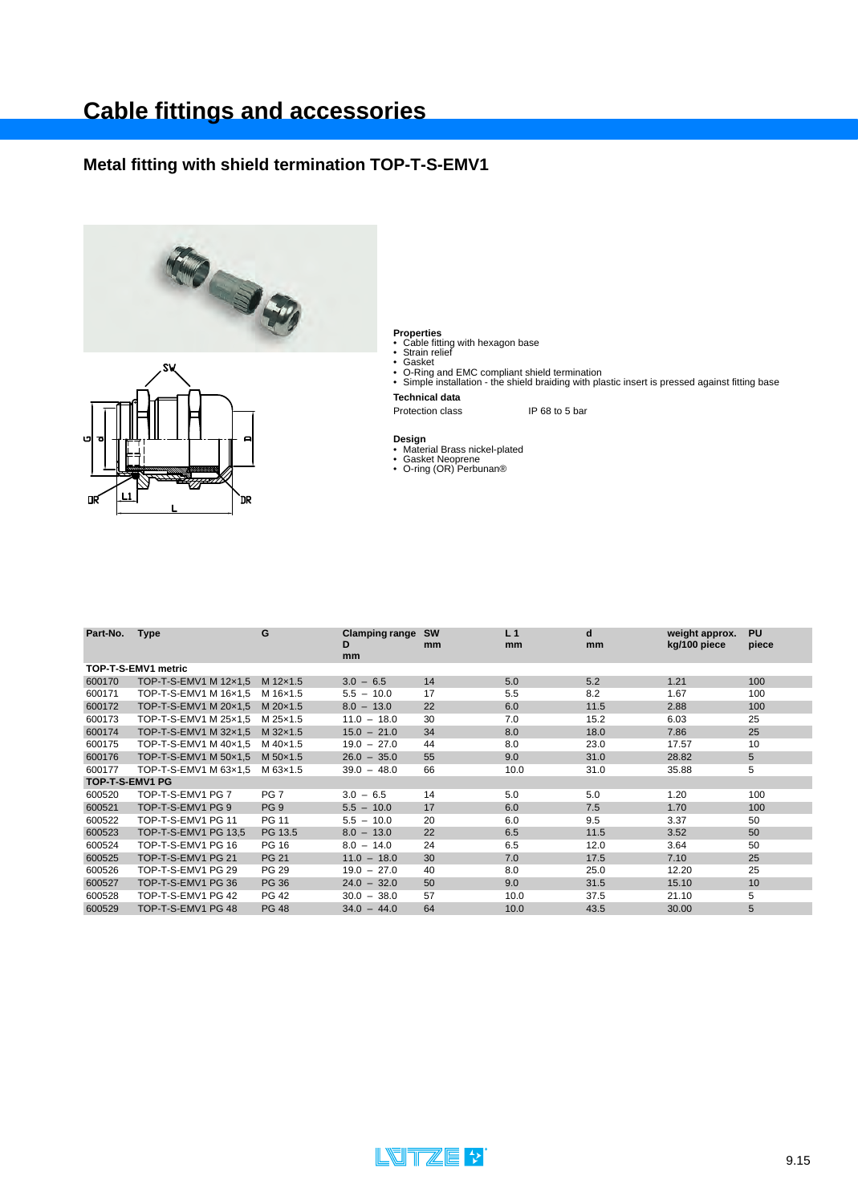# Cable fittings and accessories

## Metal fitting with shield termination TOP-T-S-EMV1

**Properties**
- Cable fitting with hexagon base
- Strain relief
- Gasket
- O-Ring and EMC compliant shield termination
- Simple installation - the shield braiding with plastic insert is pressed against fitting base

**Technical data**

Protection class IP 68 to 5 bar

**Design**
- Material Brass nickel-plated
- Gasket Neoprene
- O-ring (OR) Perbunan®

| Part-No. | Type | G | Clamping range D mm | SW mm | L 1 mm | d mm | weight approx. kg/100 piece | PU piece |
|---|---|---|---|---|---|---|---|---|
| **TOP-T-S-EMV1 metric** | | | | | | | | |
| 600170 | TOP-T-S-EMV1 M 12×1,5 | M 12×1.5 | 3.0 – 6.5 | 14 | 5.0 | 5.2 | 1.21 | 100 |
| 600171 | TOP-T-S-EMV1 M 16×1,5 | M 16×1.5 | 5.5 – 10.0 | 17 | 5.5 | 8.2 | 1.67 | 100 |
| 600172 | TOP-T-S-EMV1 M 20×1,5 | M 20×1.5 | 8.0 – 13.0 | 22 | 6.0 | 11.5 | 2.88 | 100 |
| 600173 | TOP-T-S-EMV1 M 25×1,5 | M 25×1.5 | 11.0 – 18.0 | 30 | 7.0 | 15.2 | 6.03 | 25 |
| 600174 | TOP-T-S-EMV1 M 32×1,5 | M 32×1.5 | 15.0 – 21.0 | 34 | 8.0 | 18.0 | 7.86 | 25 |
| 600175 | TOP-T-S-EMV1 M 40×1,5 | M 40×1.5 | 19.0 – 27.0 | 44 | 8.0 | 23.0 | 17.57 | 10 |
| 600176 | TOP-T-S-EMV1 M 50×1,5 | M 50×1.5 | 26.0 – 35.0 | 55 | 9.0 | 31.0 | 28.82 | 5 |
| 600177 | TOP-T-S-EMV1 M 63×1,5 | M 63×1.5 | 39.0 – 48.0 | 66 | 10.0 | 31.0 | 35.88 | 5 |
| **TOP-T-S-EMV1 PG** | | | | | | | | |
| 600520 | TOP-T-S-EMV1 PG 7 | PG 7 | 3.0 – 6.5 | 14 | 5.0 | 5.0 | 1.20 | 100 |
| 600521 | TOP-T-S-EMV1 PG 9 | PG 9 | 5.5 – 10.0 | 17 | 6.0 | 7.5 | 1.70 | 100 |
| 600522 | TOP-T-S-EMV1 PG 11 | PG 11 | 5.5 – 10.0 | 20 | 6.0 | 9.5 | 3.37 | 50 |
| 600523 | TOP-T-S-EMV1 PG 13,5 | PG 13.5 | 8.0 – 13.0 | 22 | 6.5 | 11.5 | 3.52 | 50 |
| 600524 | TOP-T-S-EMV1 PG 16 | PG 16 | 8.0 – 14.0 | 24 | 6.5 | 12.0 | 3.64 | 50 |
| 600525 | TOP-T-S-EMV1 PG 21 | PG 21 | 11.0 – 18.0 | 30 | 7.0 | 17.5 | 7.10 | 25 |
| 600526 | TOP-T-S-EMV1 PG 29 | PG 29 | 19.0 – 27.0 | 40 | 8.0 | 25.0 | 12.20 | 25 |
| 600527 | TOP-T-S-EMV1 PG 36 | PG 36 | 24.0 – 32.0 | 50 | 9.0 | 31.5 | 15.10 | 10 |
| 600528 | TOP-T-S-EMV1 PG 42 | PG 42 | 30.0 – 38.0 | 57 | 10.0 | 37.5 | 21.10 | 5 |
| 600529 | TOP-T-S-EMV1 PG 48 | PG 48 | 34.0 – 44.0 | 64 | 10.0 | 43.5 | 30.00 | 5 |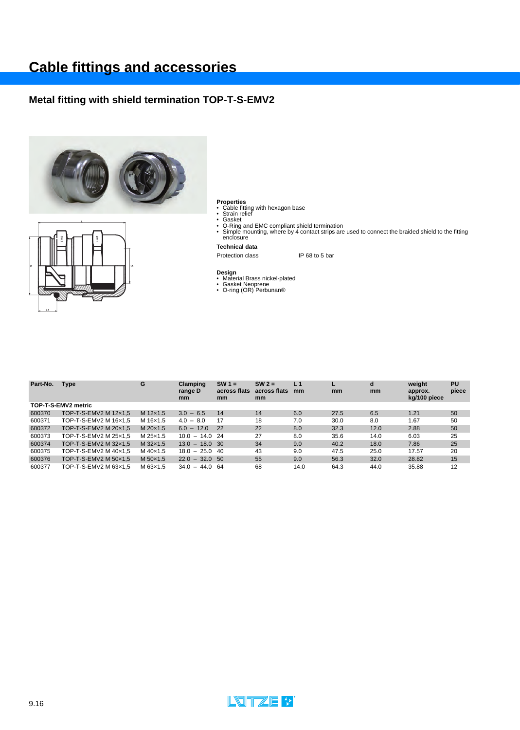# Cable fittings and accessories

## Metal fitting with shield termination TOP-T-S-EMV2

**Properties**
- Cable fitting with hexagon base
- Strain relief
- Gasket
- O-Ring and EMC compliant shield termination
- Simple mounting, where by 4 contact strips are used to connect the braided shield to the fitting enclosure

**Technical data**

Protection class IP 68 to 5 bar

**Design**
- Material Brass nickel-plated
- Gasket Neoprene
- O-ring (OR) Perbunan®

| Part-No. | Type | G | Clamping range D mm | SW 1 = across flats mm | SW 2 = across flats mm | L 1 mm | L mm | d mm | weight approx. kg/100 piece | PU piece |
|---|---|---|---|---|---|---|---|---|---|---|
| **TOP-T-S-EMV2 metric** | | | | | | | | | | |
| 600370 | TOP-T-S-EMV2 M 12×1,5 | M 12×1.5 | 3.0 – 6.5 | 14 | 14 | 6.0 | 27.5 | 6.5 | 1.21 | 50 |
| 600371 | TOP-T-S-EMV2 M 16×1,5 | M 16×1.5 | 4.0 – 8.0 | 17 | 18 | 7.0 | 30.0 | 8.0 | 1.67 | 50 |
| 600372 | TOP-T-S-EMV2 M 20×1,5 | M 20×1.5 | 6.0 – 12.0 | 22 | 22 | 8.0 | 32.3 | 12.0 | 2.88 | 50 |
| 600373 | TOP-T-S-EMV2 M 25×1,5 | M 25×1.5 | 10.0 – 14.0 | 24 | 27 | 8.0 | 35.6 | 14.0 | 6.03 | 25 |
| 600374 | TOP-T-S-EMV2 M 32×1,5 | M 32×1.5 | 13.0 – 18.0 | 30 | 34 | 9.0 | 40.2 | 18.0 | 7.86 | 25 |
| 600375 | TOP-T-S-EMV2 M 40×1,5 | M 40×1.5 | 18.0 – 25.0 | 40 | 43 | 9.0 | 47.5 | 25.0 | 17.57 | 20 |
| 600376 | TOP-T-S-EMV2 M 50×1,5 | M 50×1.5 | 22.0 – 32.0 | 50 | 55 | 9.0 | 56.3 | 32.0 | 28.82 | 15 |
| 600377 | TOP-T-S-EMV2 M 63×1,5 | M 63×1.5 | 34.0 – 44.0 | 64 | 68 | 14.0 | 64.3 | 44.0 | 35.88 | 12 |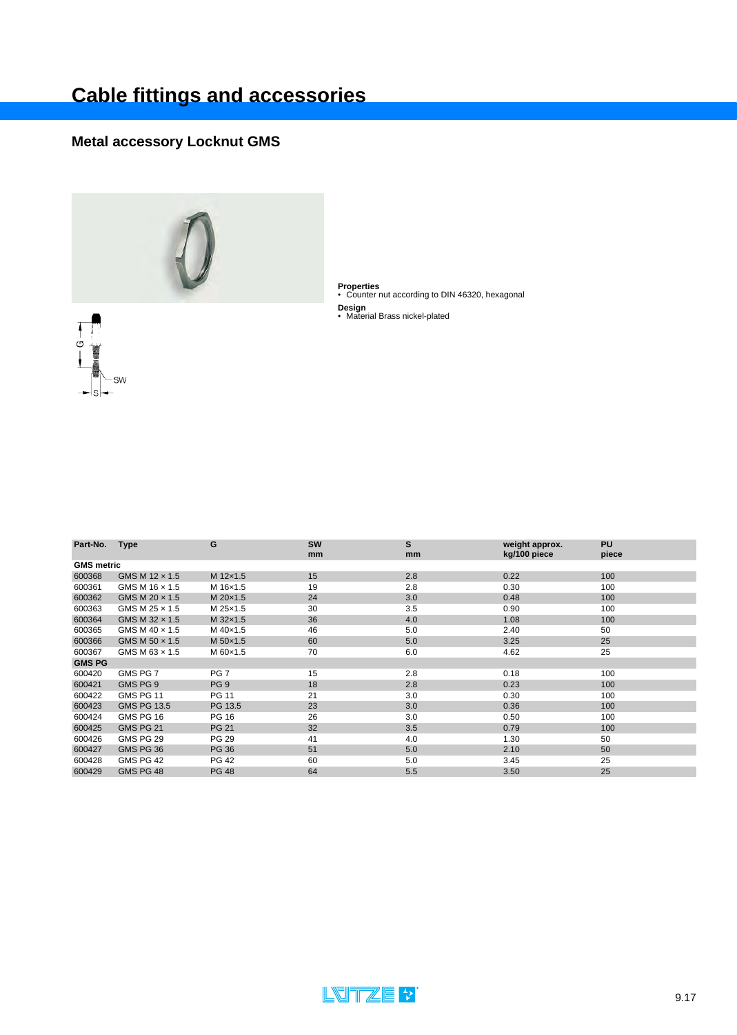# Cable fittings and accessories

## Metal accessory Locknut GMS

**Properties**
- Counter nut according to DIN 46320, hexagonal

**Design**
- Material Brass nickel-plated

| Part-No. | Type | G | SW mm | S mm | weight approx. kg/100 piece | PU piece |
|---|---|---|---|---|---|---|
| **GMS metric** | | | | | | |
| 600368 | GMS M 12 × 1.5 | M 12×1.5 | 15 | 2.8 | 0.22 | 100 |
| 600361 | GMS M 16 × 1.5 | M 16×1.5 | 19 | 2.8 | 0.30 | 100 |
| 600362 | GMS M 20 × 1.5 | M 20×1.5 | 24 | 3.0 | 0.48 | 100 |
| 600363 | GMS M 25 × 1.5 | M 25×1.5 | 30 | 3.5 | 0.90 | 100 |
| 600364 | GMS M 32 × 1.5 | M 32×1.5 | 36 | 4.0 | 1.08 | 100 |
| 600365 | GMS M 40 × 1.5 | M 40×1.5 | 46 | 5.0 | 2.40 | 50 |
| 600366 | GMS M 50 × 1.5 | M 50×1.5 | 60 | 5.0 | 3.25 | 25 |
| 600367 | GMS M 63 × 1.5 | M 60×1.5 | 70 | 6.0 | 4.62 | 25 |
| **GMS PG** | | | | | | |
| 600420 | GMS PG 7 | PG 7 | 15 | 2.8 | 0.18 | 100 |
| 600421 | GMS PG 9 | PG 9 | 18 | 2.8 | 0.23 | 100 |
| 600422 | GMS PG 11 | PG 11 | 21 | 3.0 | 0.30 | 100 |
| 600423 | GMS PG 13.5 | PG 13.5 | 23 | 3.0 | 0.36 | 100 |
| 600424 | GMS PG 16 | PG 16 | 26 | 3.0 | 0.50 | 100 |
| 600425 | GMS PG 21 | PG 21 | 32 | 3.5 | 0.79 | 100 |
| 600426 | GMS PG 29 | PG 29 | 41 | 4.0 | 1.30 | 50 |
| 600427 | GMS PG 36 | PG 36 | 51 | 5.0 | 2.10 | 50 |
| 600428 | GMS PG 42 | PG 42 | 60 | 5.0 | 3.45 | 25 |
| 600429 | GMS PG 48 | PG 48 | 64 | 5.5 | 3.50 | 25 |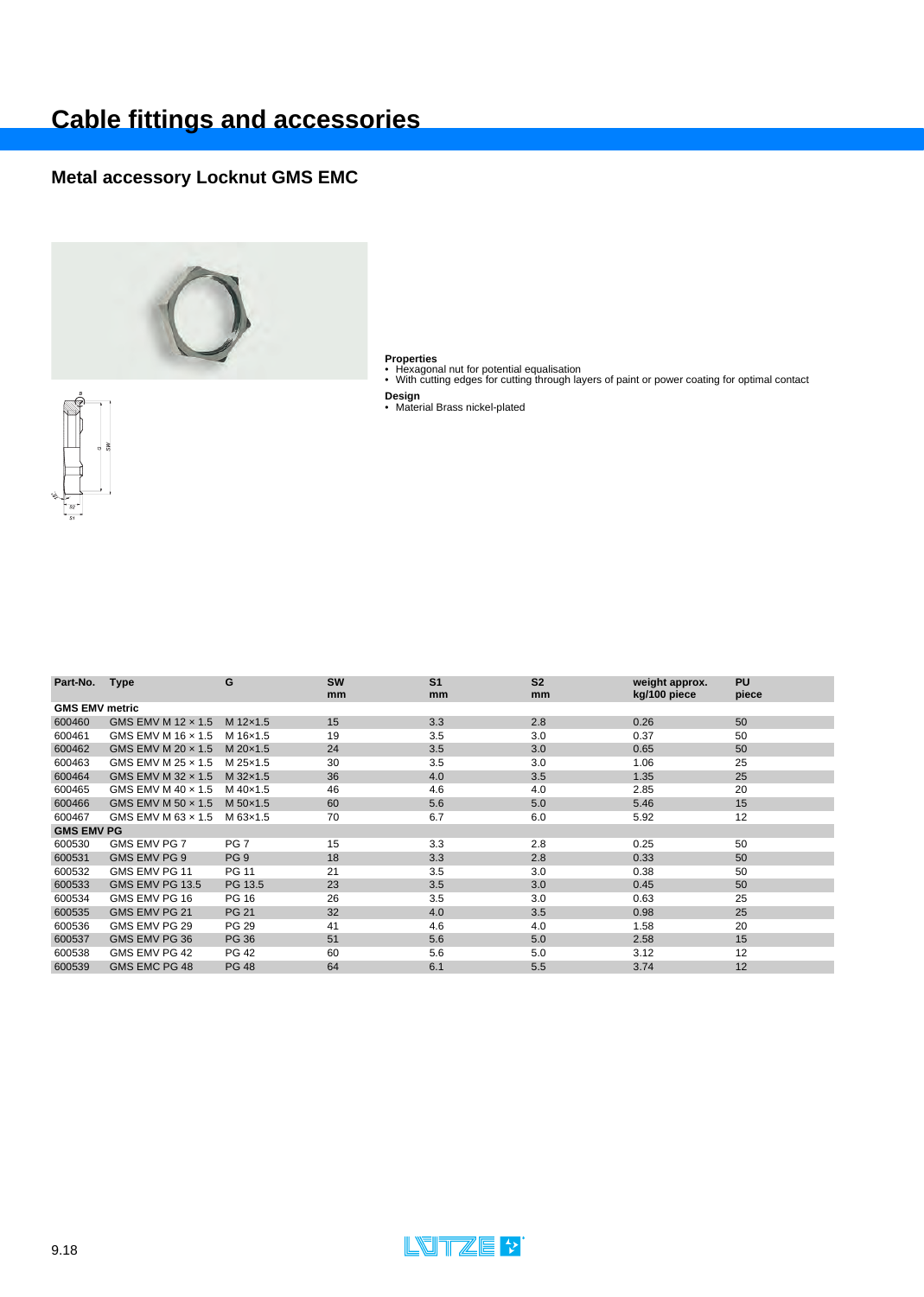# Cable fittings and accessories

## Metal accessory Locknut GMS EMC

**Properties**
- Hexagonal nut for potential equalisation
- With cutting edges for cutting through layers of paint or power coating for optimal contact

**Design**
- Material Brass nickel-plated

| Part-No. | Type | G | SW mm | S1 mm | S2 mm | weight approx. kg/100 piece | PU piece |
|---|---|---|---|---|---|---|---|
| **GMS EMV metric** | | | | | | | |
| 600460 | GMS EMV M 12 × 1.5 | M 12×1.5 | 15 | 3.3 | 2.8 | 0.26 | 50 |
| 600461 | GMS EMV M 16 × 1.5 | M 16×1.5 | 19 | 3.5 | 3.0 | 0.37 | 50 |
| 600462 | GMS EMV M 20 × 1.5 | M 20×1.5 | 24 | 3.5 | 3.0 | 0.65 | 50 |
| 600463 | GMS EMV M 25 × 1.5 | M 25×1.5 | 30 | 3.5 | 3.0 | 1.06 | 25 |
| 600464 | GMS EMV M 32 × 1.5 | M 32×1.5 | 36 | 4.0 | 3.5 | 1.35 | 25 |
| 600465 | GMS EMV M 40 × 1.5 | M 40×1.5 | 46 | 4.6 | 4.0 | 2.85 | 20 |
| 600466 | GMS EMV M 50 × 1.5 | M 50×1.5 | 60 | 5.6 | 5.0 | 5.46 | 15 |
| 600467 | GMS EMV M 63 × 1.5 | M 63×1.5 | 70 | 6.7 | 6.0 | 5.92 | 12 |
| **GMS EMV PG** | | | | | | | |
| 600530 | GMS EMV PG 7 | PG 7 | 15 | 3.3 | 2.8 | 0.25 | 50 |
| 600531 | GMS EMV PG 9 | PG 9 | 18 | 3.3 | 2.8 | 0.33 | 50 |
| 600532 | GMS EMV PG 11 | PG 11 | 21 | 3.5 | 3.0 | 0.38 | 50 |
| 600533 | GMS EMV PG 13.5 | PG 13.5 | 23 | 3.5 | 3.0 | 0.45 | 50 |
| 600534 | GMS EMV PG 16 | PG 16 | 26 | 3.5 | 3.0 | 0.63 | 25 |
| 600535 | GMS EMV PG 21 | PG 21 | 32 | 4.0 | 3.5 | 0.98 | 25 |
| 600536 | GMS EMV PG 29 | PG 29 | 41 | 4.6 | 4.0 | 1.58 | 20 |
| 600537 | GMS EMV PG 36 | PG 36 | 51 | 5.6 | 5.0 | 2.58 | 15 |
| 600538 | GMS EMV PG 42 | PG 42 | 60 | 5.6 | 5.0 | 3.12 | 12 |
| 600539 | GMS EMC PG 48 | PG 48 | 64 | 6.1 | 5.5 | 3.74 | 12 |